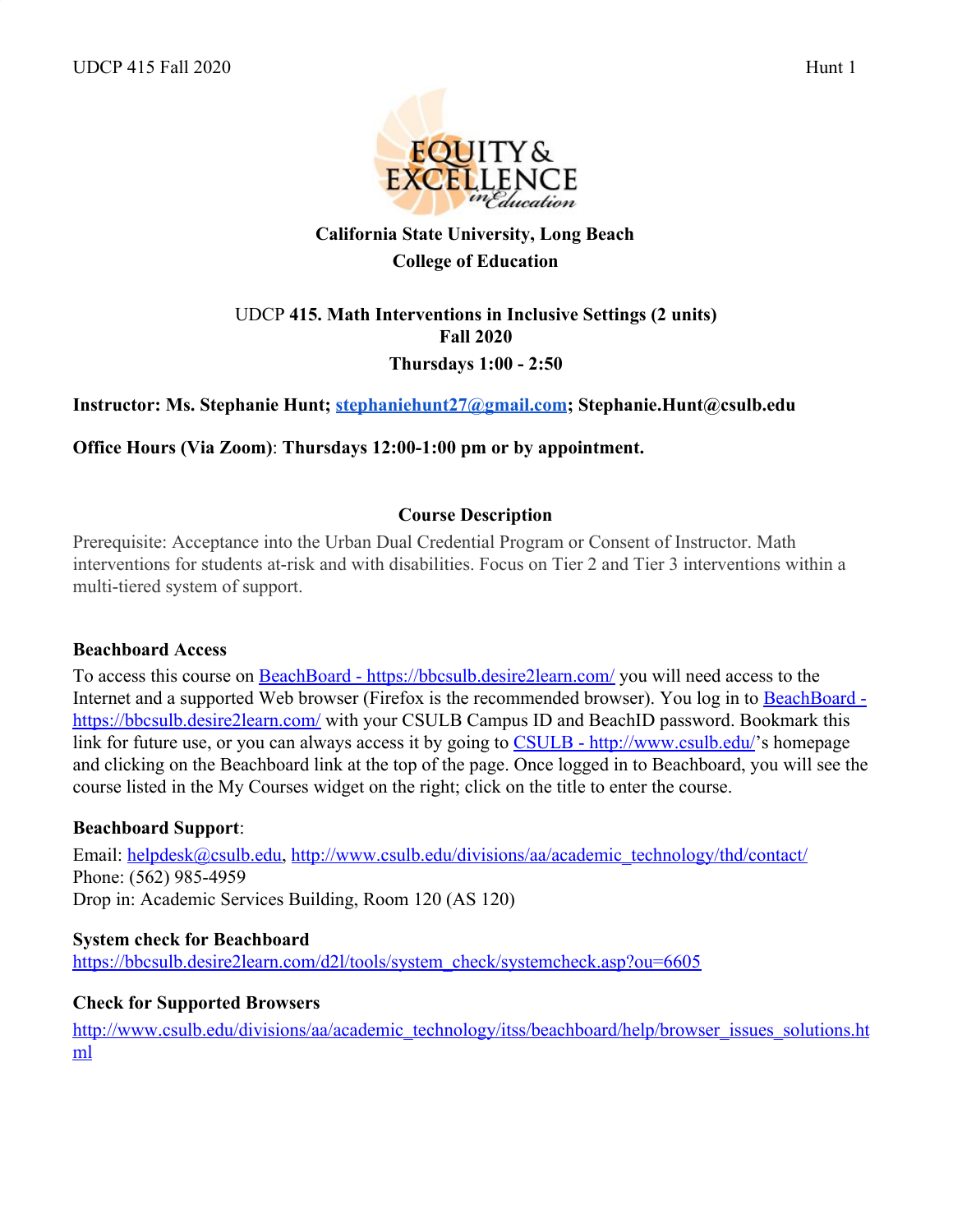**California State University, Long Beach**

**College of Education**

UDCP **415. Math Interventions in Inclusive Settings (2 units)**

**Fall 2020**

**Thursdays 1:00 - 2:50**

**Instructor: Ms. Stephanie Hunt; stephaniehunt27@gmail.com; Stephanie.Hunt@csulb.edu**

**Office Hours (Via Zoom)**: **Thursdays 12:00-1:00 pm or by appointment.**

## Course Description

Prerequisite: Acceptance into the Urban Dual Credential Program or Consent of Instructor. Math interventions for students at-risk and with disabilities. Focus on Tier 2 and Tier 3 interventions within a multi-tiered system of support.

### Beachboard Access

To access this course on BeachBoard - https://bbcsulb.desire2learn.com/ you will need access to the Internet and a supported Web browser (Firefox is the recommended browser). You log in to BeachBoard - https://bbcsulb.desire2learn.com/ with your CSULB Campus ID and BeachID password. Bookmark this link for future use, or you can always access it by going to CSULB - http://www.csulb.edu/'s homepage and clicking on the Beachboard link at the top of the page. Once logged in to Beachboard, you will see the course listed in the My Courses widget on the right; click on the title to enter the course.

### Beachboard Support:

Email: helpdesk@csulb.edu, http://www.csulb.edu/divisions/aa/academic_technology/thd/contact/

Phone: (562) 985-4959

Drop in: Academic Services Building, Room 120 (AS 120)

### System check for Beachboard

https://bbcsulb.desire2learn.com/d2l/tools/system_check/systemcheck.asp?ou=6605

### Check for Supported Browsers

http://www.csulb.edu/divisions/aa/academic_technology/itss/beachboard/help/browser_issues_solutions.html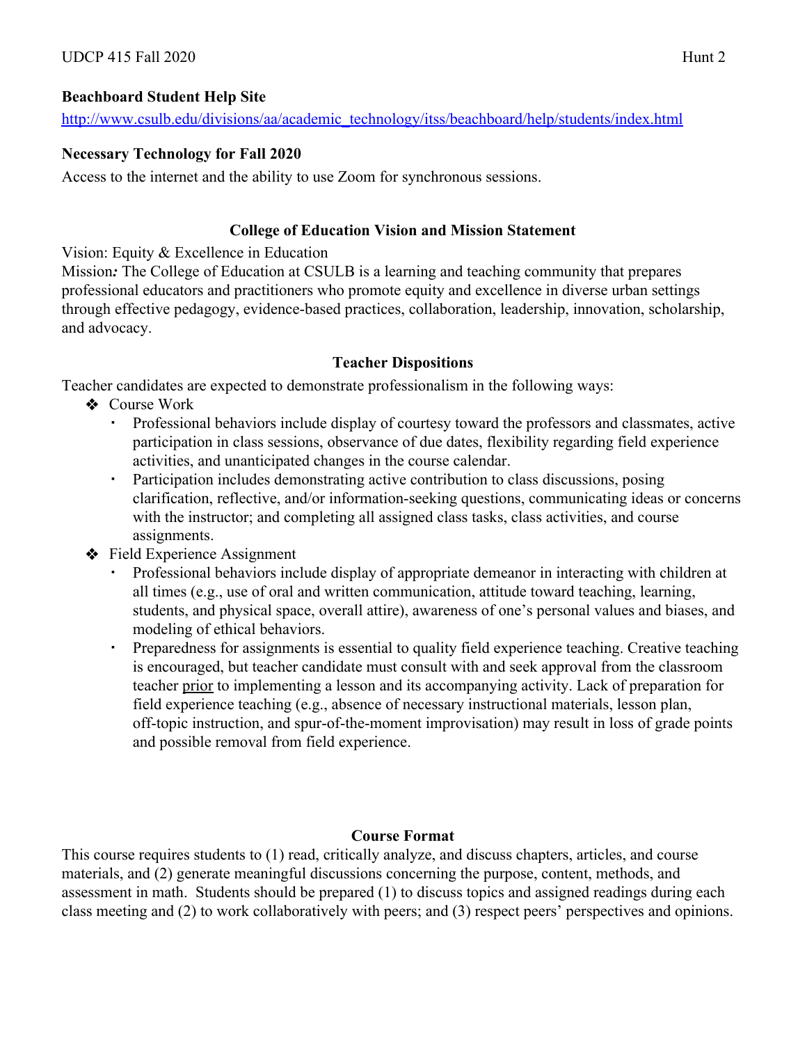**Beachboard Student Help Site**

http://www.csulb.edu/divisions/aa/academic_technology/itss/beachboard/help/students/index.html

**Necessary Technology for Fall 2020**

Access to the internet and the ability to use Zoom for synchronous sessions.

## College of Education Vision and Mission Statement

Vision: Equity & Excellence in Education

Mission***:*** The College of Education at CSULB is a learning and teaching community that prepares professional educators and practitioners who promote equity and excellence in diverse urban settings through effective pedagogy, evidence-based practices, collaboration, leadership, innovation, scholarship, and advocacy.

## Teacher Dispositions

Teacher candidates are expected to demonstrate professionalism in the following ways:

- Course Work
  - Professional behaviors include display of courtesy toward the professors and classmates, active participation in class sessions, observance of due dates, flexibility regarding field experience activities, and unanticipated changes in the course calendar.
  - Participation includes demonstrating active contribution to class discussions, posing clarification, reflective, and/or information-seeking questions, communicating ideas or concerns with the instructor; and completing all assigned class tasks, class activities, and course assignments.
- Field Experience Assignment
  - Professional behaviors include display of appropriate demeanor in interacting with children at all times (e.g., use of oral and written communication, attitude toward teaching, learning, students, and physical space, overall attire), awareness of one's personal values and biases, and modeling of ethical behaviors.
  - Preparedness for assignments is essential to quality field experience teaching. Creative teaching is encouraged, but teacher candidate must consult with and seek approval from the classroom teacher <u>prior</u> to implementing a lesson and its accompanying activity. Lack of preparation for field experience teaching (e.g., absence of necessary instructional materials, lesson plan, off-topic instruction, and spur-of-the-moment improvisation) may result in loss of grade points and possible removal from field experience.

## Course Format

This course requires students to (1) read, critically analyze, and discuss chapters, articles, and course materials, and (2) generate meaningful discussions concerning the purpose, content, methods, and assessment in math. Students should be prepared (1) to discuss topics and assigned readings during each class meeting and (2) to work collaboratively with peers; and (3) respect peers' perspectives and opinions.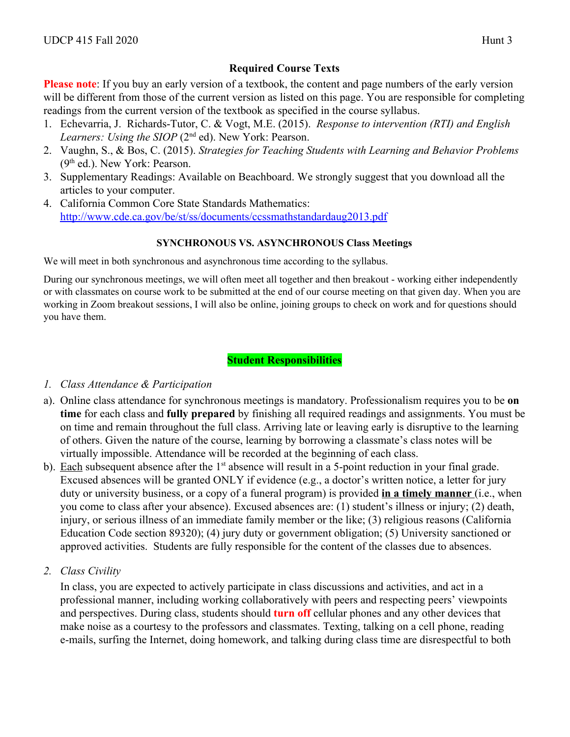## Required Course Texts

**Please note**: If you buy an early version of a textbook, the content and page numbers of the early version will be different from those of the current version as listed on this page. You are responsible for completing readings from the current version of the textbook as specified in the course syllabus.

1. Echevarria, J. Richards-Tutor, C. & Vogt, M.E. (2015). *Response to intervention (RTI) and English Learners: Using the SIOP* (2nd ed). New York: Pearson.
2. Vaughn, S., & Bos, C. (2015). *Strategies for Teaching Students with Learning and Behavior Problems* (9th ed.). New York: Pearson.
3. Supplementary Readings: Available on Beachboard. We strongly suggest that you download all the articles to your computer.
4. California Common Core State Standards Mathematics: http://www.cde.ca.gov/be/st/ss/documents/ccssmathstandardaug2013.pdf

### SYNCHRONOUS VS. ASYNCHRONOUS Class Meetings

We will meet in both synchronous and asynchronous time according to the syllabus.

During our synchronous meetings, we will often meet all together and then breakout - working either independently or with classmates on course work to be submitted at the end of our course meeting on that given day. When you are working in Zoom breakout sessions, I will also be online, joining groups to check on work and for questions should you have them.

## Student Responsibilities

*1. Class Attendance & Participation*

a). Online class attendance for synchronous meetings is mandatory. Professionalism requires you to be **on time** for each class and **fully prepared** by finishing all required readings and assignments. You must be on time and remain throughout the full class. Arriving late or leaving early is disruptive to the learning of others. Given the nature of the course, learning by borrowing a classmate's class notes will be virtually impossible. Attendance will be recorded at the beginning of each class.

b). Each subsequent absence after the 1st absence will result in a 5-point reduction in your final grade. Excused absences will be granted ONLY if evidence (e.g., a doctor's written notice, a letter for jury duty or university business, or a copy of a funeral program) is provided **in a timely manner** (i.e., when you come to class after your absence). Excused absences are: (1) student's illness or injury; (2) death, injury, or serious illness of an immediate family member or the like; (3) religious reasons (California Education Code section 89320); (4) jury duty or government obligation; (5) University sanctioned or approved activities. Students are fully responsible for the content of the classes due to absences.

*2. Class Civility*

In class, you are expected to actively participate in class discussions and activities, and act in a professional manner, including working collaboratively with peers and respecting peers' viewpoints and perspectives. During class, students should **turn off** cellular phones and any other devices that make noise as a courtesy to the professors and classmates. Texting, talking on a cell phone, reading e-mails, surfing the Internet, doing homework, and talking during class time are disrespectful to both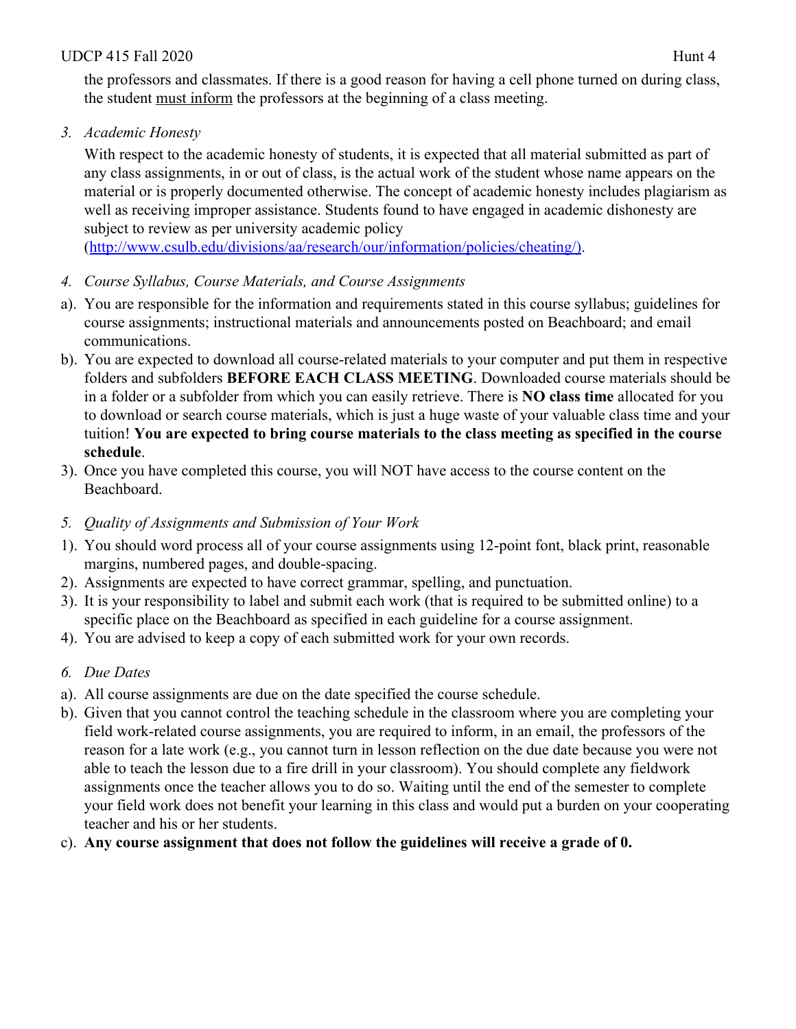the professors and classmates. If there is a good reason for having a cell phone turned on during class, the student must inform the professors at the beginning of a class meeting.

3. *Academic Honesty*

   With respect to the academic honesty of students, it is expected that all material submitted as part of any class assignments, in or out of class, is the actual work of the student whose name appears on the material or is properly documented otherwise. The concept of academic honesty includes plagiarism as well as receiving improper assistance. Students found to have engaged in academic dishonesty are subject to review as per university academic policy (http://www.csulb.edu/divisions/aa/research/our/information/policies/cheating/).

4. *Course Syllabus, Course Materials, and Course Assignments*

a). You are responsible for the information and requirements stated in this course syllabus; guidelines for course assignments; instructional materials and announcements posted on Beachboard; and email communications.

b). You are expected to download all course-related materials to your computer and put them in respective folders and subfolders **BEFORE EACH CLASS MEETING**. Downloaded course materials should be in a folder or a subfolder from which you can easily retrieve. There is **NO class time** allocated for you to download or search course materials, which is just a huge waste of your valuable class time and your tuition! **You are expected to bring course materials to the class meeting as specified in the course schedule**.

3). Once you have completed this course, you will NOT have access to the course content on the Beachboard.

5. *Quality of Assignments and Submission of Your Work*

1). You should word process all of your course assignments using 12-point font, black print, reasonable margins, numbered pages, and double-spacing.

2). Assignments are expected to have correct grammar, spelling, and punctuation.

3). It is your responsibility to label and submit each work (that is required to be submitted online) to a specific place on the Beachboard as specified in each guideline for a course assignment.

4). You are advised to keep a copy of each submitted work for your own records.

6. *Due Dates*

a). All course assignments are due on the date specified the course schedule.

b). Given that you cannot control the teaching schedule in the classroom where you are completing your field work-related course assignments, you are required to inform, in an email, the professors of the reason for a late work (e.g., you cannot turn in lesson reflection on the due date because you were not able to teach the lesson due to a fire drill in your classroom). You should complete any fieldwork assignments once the teacher allows you to do so. Waiting until the end of the semester to complete your field work does not benefit your learning in this class and would put a burden on your cooperating teacher and his or her students.

c). **Any course assignment that does not follow the guidelines will receive a grade of 0.**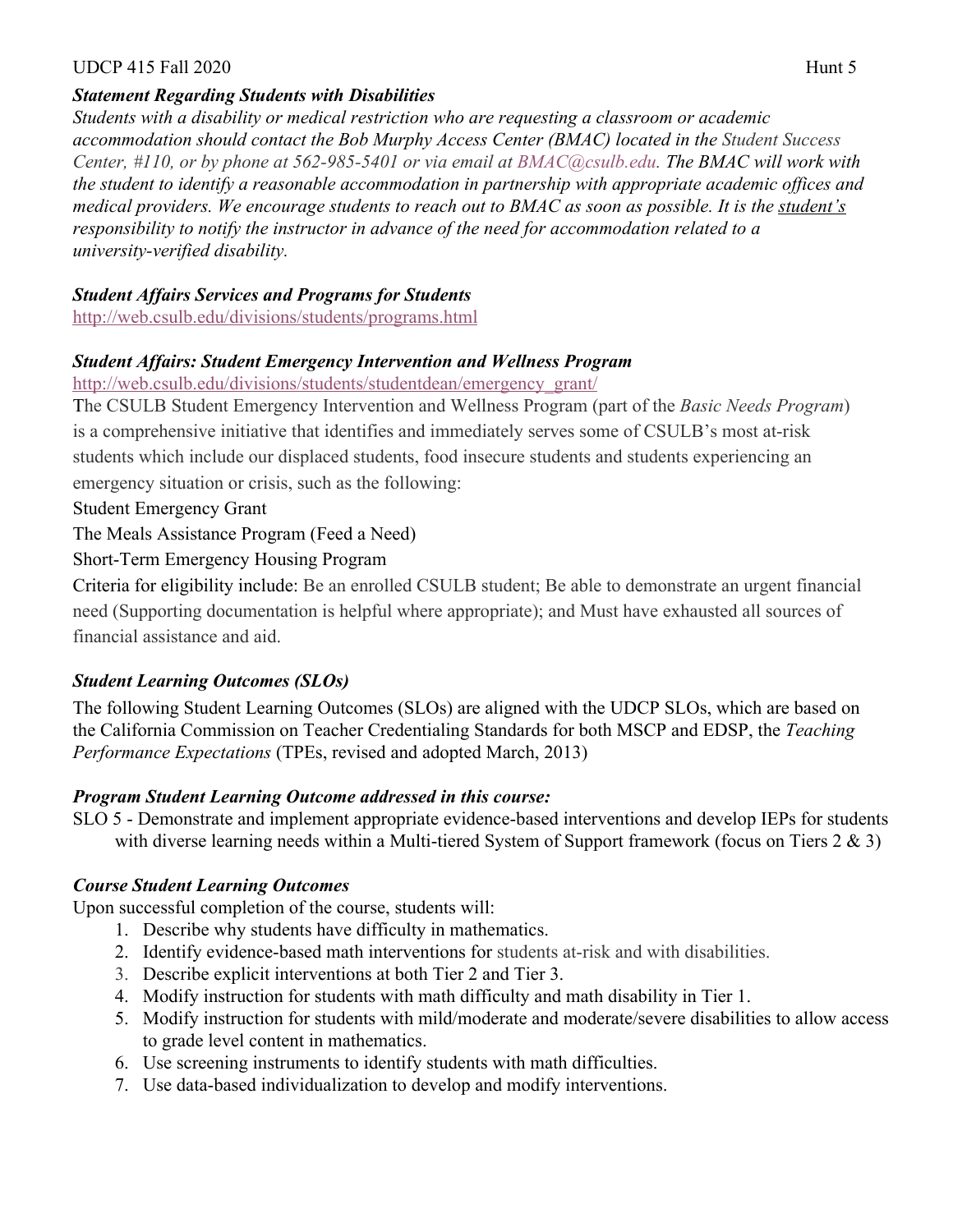### ***Statement Regarding Students with Disabilities***

*Students with a disability or medical restriction who are requesting a classroom or academic accommodation should contact the Bob Murphy Access Center (BMAC) located in the Student Success Center, #110, or by phone at 562-985-5401 or via email at BMAC@csulb.edu. The BMAC will work with the student to identify a reasonable accommodation in partnership with appropriate academic offices and medical providers. We encourage students to reach out to BMAC as soon as possible. It is the student's responsibility to notify the instructor in advance of the need for accommodation related to a university-verified disability.*

### ***Student Affairs Services and Programs for Students***

http://web.csulb.edu/divisions/students/programs.html

### ***Student Affairs: Student Emergency Intervention and Wellness Program***

http://web.csulb.edu/divisions/students/studentdean/emergency_grant/

The CSULB Student Emergency Intervention and Wellness Program (part of the *Basic Needs Program*) is a comprehensive initiative that identifies and immediately serves some of CSULB's most at-risk students which include our displaced students, food insecure students and students experiencing an emergency situation or crisis, such as the following:

Student Emergency Grant

The Meals Assistance Program (Feed a Need)

Short-Term Emergency Housing Program

Criteria for eligibility include: Be an enrolled CSULB student; Be able to demonstrate an urgent financial need (Supporting documentation is helpful where appropriate); and Must have exhausted all sources of financial assistance and aid.

### ***Student Learning Outcomes (SLOs)***

The following Student Learning Outcomes (SLOs) are aligned with the UDCP SLOs, which are based on the California Commission on Teacher Credentialing Standards for both MSCP and EDSP, the *Teaching Performance Expectations* (TPEs, revised and adopted March, 2013)

### ***Program Student Learning Outcome addressed in this course:***

SLO 5 - Demonstrate and implement appropriate evidence-based interventions and develop IEPs for students with diverse learning needs within a Multi-tiered System of Support framework (focus on Tiers 2 & 3)

### ***Course Student Learning Outcomes***

Upon successful completion of the course, students will:

1. Describe why students have difficulty in mathematics.
2. Identify evidence-based math interventions for students at-risk and with disabilities.
3. Describe explicit interventions at both Tier 2 and Tier 3.
4. Modify instruction for students with math difficulty and math disability in Tier 1.
5. Modify instruction for students with mild/moderate and moderate/severe disabilities to allow access to grade level content in mathematics.
6. Use screening instruments to identify students with math difficulties.
7. Use data-based individualization to develop and modify interventions.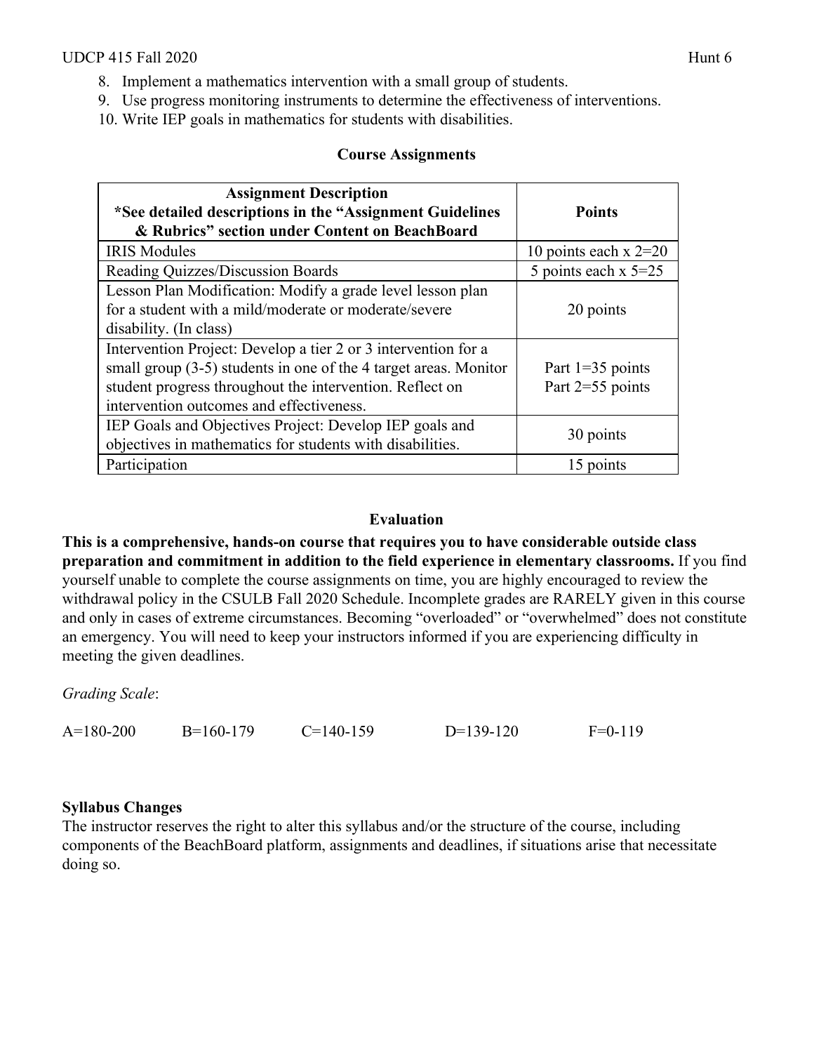8. Implement a mathematics intervention with a small group of students.
9. Use progress monitoring instruments to determine the effectiveness of interventions.
10. Write IEP goals in mathematics for students with disabilities.

### Course Assignments

| **Assignment Description** **\*See detailed descriptions in the "Assignment Guidelines & Rubrics" section under Content on BeachBoard** | **Points** |
|---|---|
| IRIS Modules | 10 points each x 2=20 |
| Reading Quizzes/Discussion Boards | 5 points each x 5=25 |
| Lesson Plan Modification: Modify a grade level lesson plan for a student with a mild/moderate or moderate/severe disability. (In class) | 20 points |
| Intervention Project: Develop a tier 2 or 3 intervention for a small group (3-5) students in one of the 4 target areas. Monitor student progress throughout the intervention. Reflect on intervention outcomes and effectiveness. | Part 1=35 points<br>Part 2=55 points |
| IEP Goals and Objectives Project: Develop IEP goals and objectives in mathematics for students with disabilities. | 30 points |
| Participation | 15 points |

### Evaluation

**This is a comprehensive, hands-on course that requires you to have considerable outside class preparation and commitment in addition to the field experience in elementary classrooms.** If you find yourself unable to complete the course assignments on time, you are highly encouraged to review the withdrawal policy in the CSULB Fall 2020 Schedule. Incomplete grades are RARELY given in this course and only in cases of extreme circumstances. Becoming "overloaded" or "overwhelmed" does not constitute an emergency. You will need to keep your instructors informed if you are experiencing difficulty in meeting the given deadlines.

*Grading Scale*:

A=180-200    B=160-179    C=140-159    D=139-120    F=0-119

**Syllabus Changes**

The instructor reserves the right to alter this syllabus and/or the structure of the course, including components of the BeachBoard platform, assignments and deadlines, if situations arise that necessitate doing so.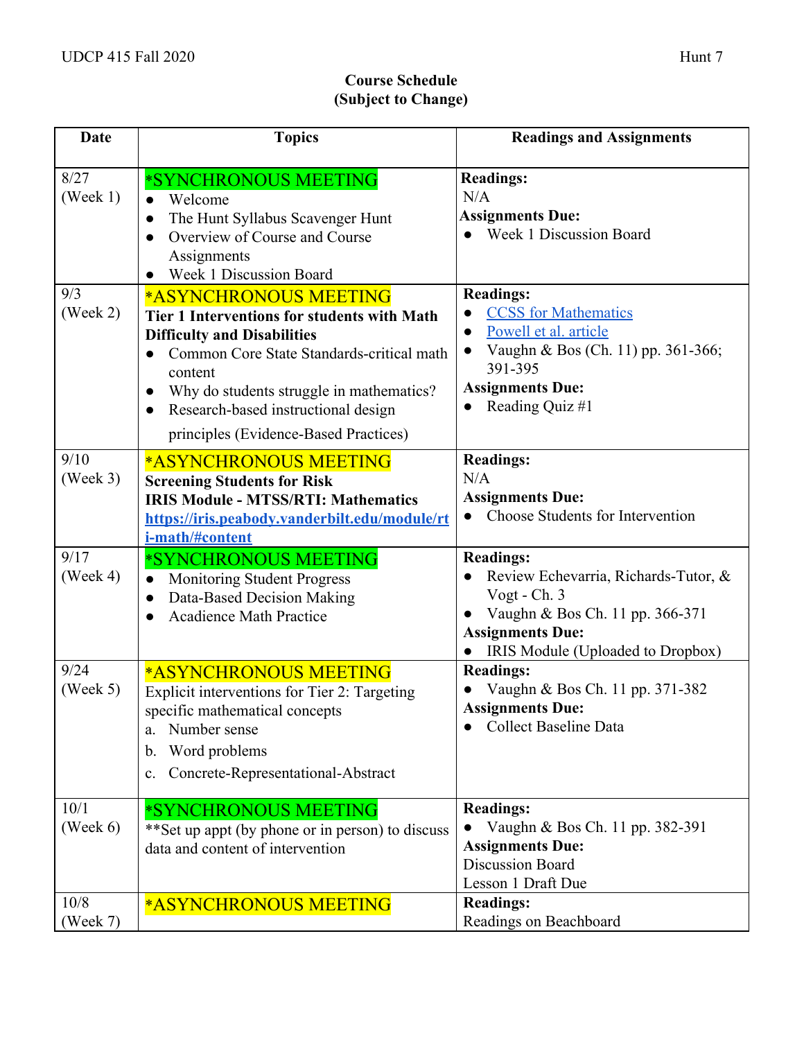## Course Schedule
## (Subject to Change)

| Date | Topics | Readings and Assignments |
|---|---|---|
| 8/27 (Week 1) | *SYNCHRONOUS MEETING<br>● Welcome<br>● The Hunt Syllabus Scavenger Hunt<br>● Overview of Course and Course Assignments<br>● Week 1 Discussion Board | **Readings:**<br>N/A<br>**Assignments Due:**<br>● Week 1 Discussion Board |
| 9/3 (Week 2) | *ASYNCHRONOUS MEETING<br>**Tier 1 Interventions for students with Math Difficulty and Disabilities**<br>● Common Core State Standards-critical math content<br>● Why do students struggle in mathematics?<br>● Research-based instructional design principles (Evidence-Based Practices) | **Readings:**<br>● CCSS for Mathematics<br>● Powell et al. article<br>● Vaughn & Bos (Ch. 11) pp. 361-366; 391-395<br>**Assignments Due:**<br>● Reading Quiz #1 |
| 9/10 (Week 3) | *ASYNCHRONOUS MEETING<br>**Screening Students for Risk**<br>**IRIS Module - MTSS/RTI: Mathematics**<br>**https://iris.peabody.vanderbilt.edu/module/rti-math/#content** | **Readings:**<br>N/A<br>**Assignments Due:**<br>● Choose Students for Intervention |
| 9/17 (Week 4) | *SYNCHRONOUS MEETING<br>● Monitoring Student Progress<br>● Data-Based Decision Making<br>● Acadience Math Practice | **Readings:**<br>● Review Echevarria, Richards-Tutor, & Vogt - Ch. 3<br>● Vaughn & Bos Ch. 11 pp. 366-371<br>**Assignments Due:**<br>● IRIS Module (Uploaded to Dropbox) |
| 9/24 (Week 5) | *ASYNCHRONOUS MEETING<br>Explicit interventions for Tier 2: Targeting specific mathematical concepts<br>a. Number sense<br>b. Word problems<br>c. Concrete-Representational-Abstract | **Readings:**<br>● Vaughn & Bos Ch. 11 pp. 371-382<br>**Assignments Due:**<br>● Collect Baseline Data |
| 10/1 (Week 6) | *SYNCHRONOUS MEETING<br>**Set up appt (by phone or in person) to discuss data and content of intervention | **Readings:**<br>● Vaughn & Bos Ch. 11 pp. 382-391<br>**Assignments Due:**<br>Discussion Board<br>Lesson 1 Draft Due |
| 10/8 (Week 7) | *ASYNCHRONOUS MEETING | **Readings:**<br>Readings on Beachboard |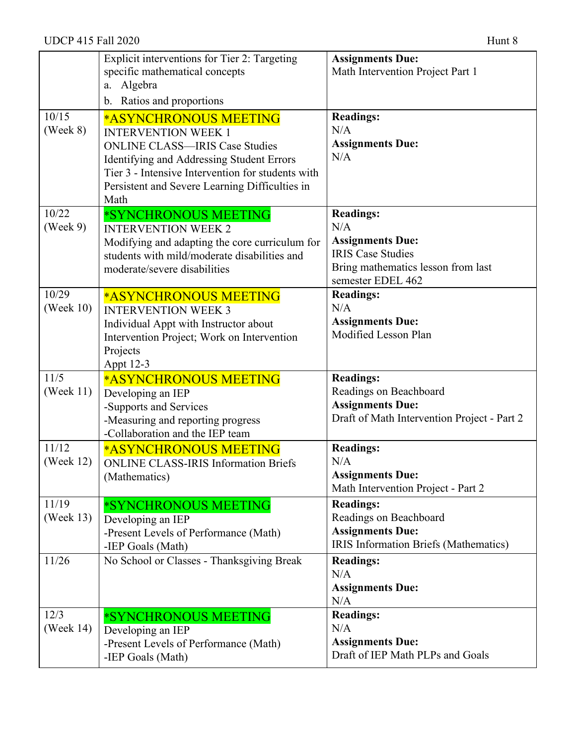| | | |
|---|---|---|
| | Explicit interventions for Tier 2: Targeting specific mathematical concepts<br>a. Algebra<br>b. Ratios and proportions | **Assignments Due:**<br>Math Intervention Project Part 1 |
| 10/15<br>(Week 8) | *ASYNCHRONOUS MEETING<br>INTERVENTION WEEK 1<br>ONLINE CLASS—IRIS Case Studies<br>Identifying and Addressing Student Errors<br>Tier 3 - Intensive Intervention for students with Persistent and Severe Learning Difficulties in Math | **Readings:**<br>N/A<br>**Assignments Due:**<br>N/A |
| 10/22<br>(Week 9) | *SYNCHRONOUS MEETING<br>INTERVENTION WEEK 2<br>Modifying and adapting the core curriculum for students with mild/moderate disabilities and moderate/severe disabilities | **Readings:**<br>N/A<br>**Assignments Due:**<br>IRIS Case Studies<br>Bring mathematics lesson from last semester EDEL 462 |
| 10/29<br>(Week 10) | *ASYNCHRONOUS MEETING<br>INTERVENTION WEEK 3<br>Individual Appt with Instructor about Intervention Project; Work on Intervention Projects<br>Appt 12-3 | **Readings:**<br>N/A<br>**Assignments Due:**<br>Modified Lesson Plan |
| 11/5<br>(Week 11) | *ASYNCHRONOUS MEETING<br>Developing an IEP<br>-Supports and Services<br>-Measuring and reporting progress<br>-Collaboration and the IEP team | **Readings:**<br>Readings on Beachboard<br>**Assignments Due:**<br>Draft of Math Intervention Project - Part 2 |
| 11/12<br>(Week 12) | *ASYNCHRONOUS MEETING<br>ONLINE CLASS-IRIS Information Briefs (Mathematics) | **Readings:**<br>N/A<br>**Assignments Due:**<br>Math Intervention Project - Part 2 |
| 11/19<br>(Week 13) | *SYNCHRONOUS MEETING<br>Developing an IEP<br>-Present Levels of Performance (Math)<br>-IEP Goals (Math) | **Readings:**<br>Readings on Beachboard<br>**Assignments Due:**<br>IRIS Information Briefs (Mathematics) |
| 11/26 | No School or Classes - Thanksgiving Break | **Readings:**<br>N/A<br>**Assignments Due:**<br>N/A |
| 12/3<br>(Week 14) | *SYNCHRONOUS MEETING<br>Developing an IEP<br>-Present Levels of Performance (Math)<br>-IEP Goals (Math) | **Readings:**<br>N/A<br>**Assignments Due:**<br>Draft of IEP Math PLPs and Goals |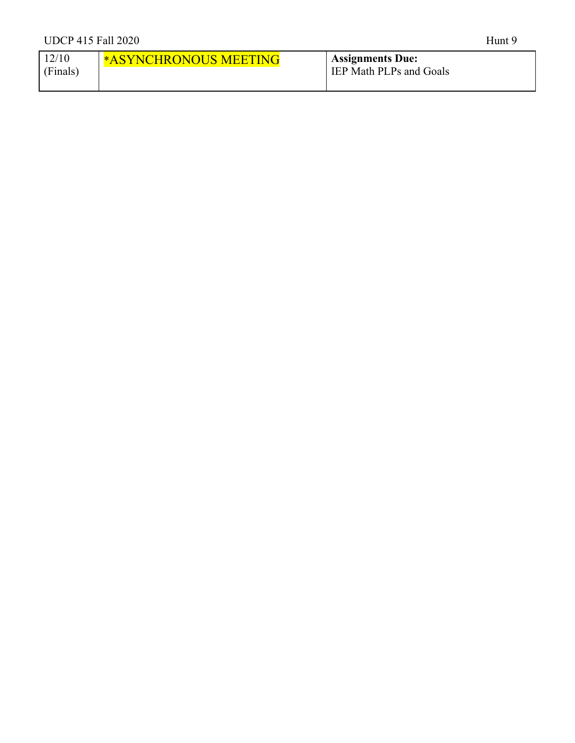| | | |
|---|---|---|
| 12/10 (Finals) | *ASYNCHRONOUS MEETING | **Assignments Due:** IEP Math PLPs and Goals |